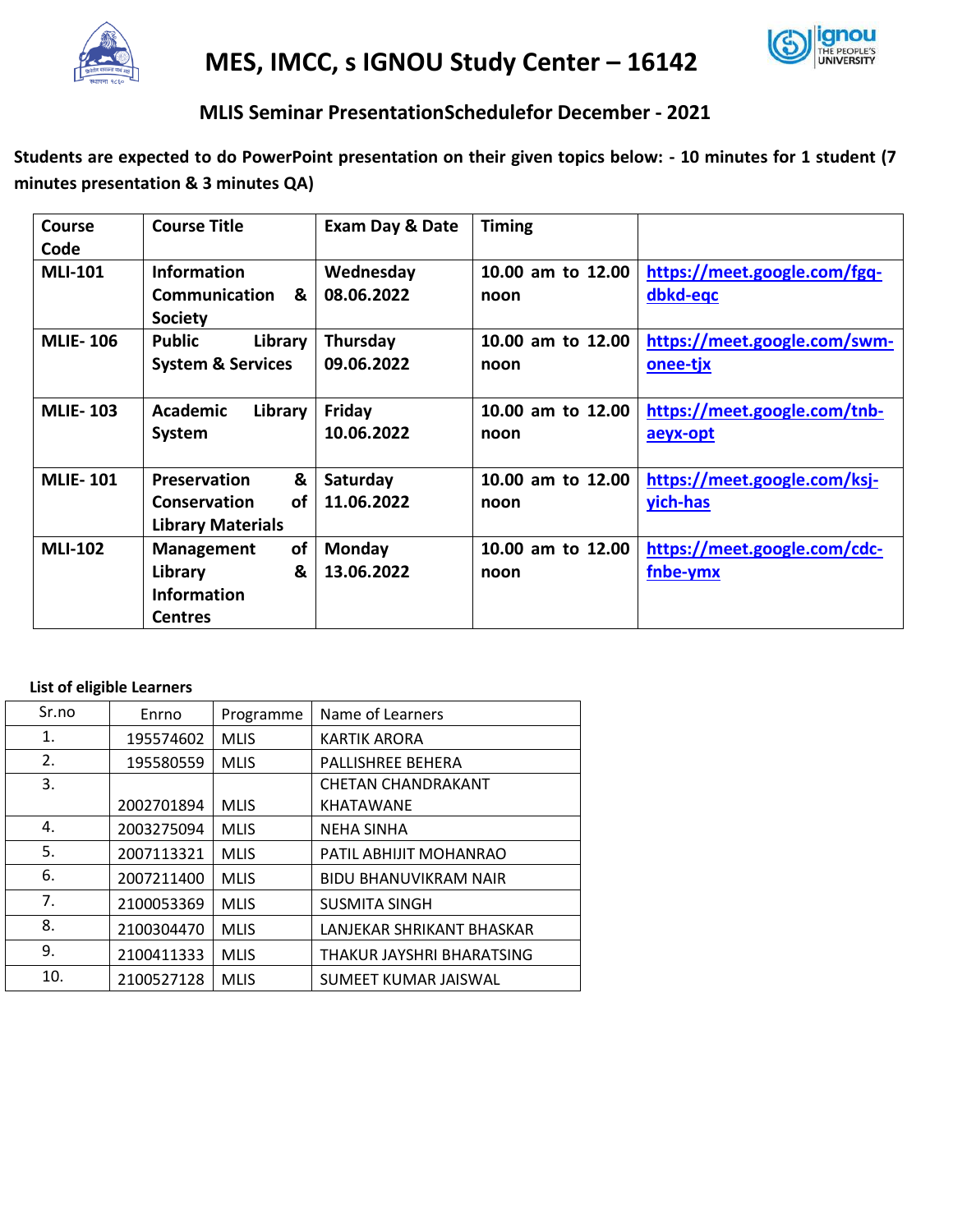# MES, IMCC, s IGNOU Study Center – 16142

## MLIS Seminar PresentationSchedulefor December - 2021

**Students are expected to do PowerPoint presentation on their given topics below: - 10 minutes for 1 student (7 minutes presentation & 3 minutes QA)**

| Course Code | Course Title | Exam Day & Date | Timing | |
|---|---|---|---|---|
| **MLI-101** | **Information Communication & Society** | **Wednesday 08.06.2022** | **10.00 am to 12.00 noon** | **https://meet.google.com/fgq-dbkd-eqc** |
| **MLIE- 106** | **Public Library System & Services** | **Thursday 09.06.2022** | **10.00 am to 12.00 noon** | **https://meet.google.com/swm-onee-tjx** |
| **MLIE- 103** | **Academic Library System** | **Friday 10.06.2022** | **10.00 am to 12.00 noon** | **https://meet.google.com/tnb-aeyx-opt** |
| **MLIE- 101** | **Preservation & Conservation of Library Materials** | **Saturday 11.06.2022** | **10.00 am to 12.00 noon** | **https://meet.google.com/ksj-yich-has** |
| **MLI-102** | **Management of Library & Information Centres** | **Monday 13.06.2022** | **10.00 am to 12.00 noon** | **https://meet.google.com/cdc-fnbe-ymx** |

**List of eligible Learners**

| Sr.no | Enrno | Programme | Name of Learners |
|---|---|---|---|
| 1. | 195574602 | MLIS | KARTIK ARORA |
| 2. | 195580559 | MLIS | PALLISHREE BEHERA |
| 3. | 2002701894 | MLIS | CHETAN CHANDRAKANT KHATAWANE |
| 4. | 2003275094 | MLIS | NEHA SINHA |
| 5. | 2007113321 | MLIS | PATIL ABHIJIT MOHANRAO |
| 6. | 2007211400 | MLIS | BIDU BHANUVIKRAM NAIR |
| 7. | 2100053369 | MLIS | SUSMITA SINGH |
| 8. | 2100304470 | MLIS | LANJEKAR SHRIKANT BHASKAR |
| 9. | 2100411333 | MLIS | THAKUR JAYSHRI BHARATSING |
| 10. | 2100527128 | MLIS | SUMEET KUMAR JAISWAL |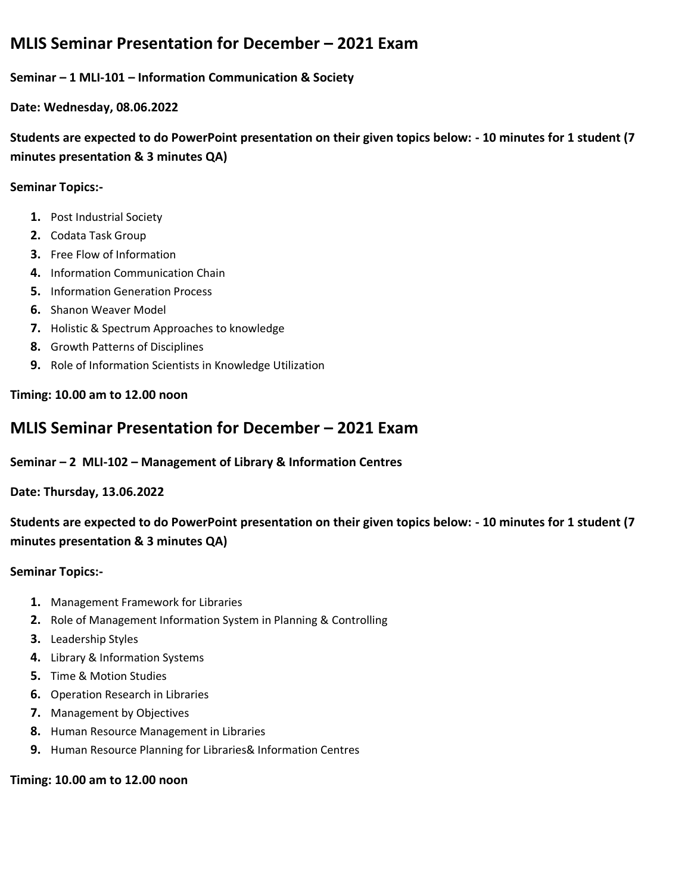## MLIS Seminar Presentation for December – 2021 Exam

**Seminar – 1 MLI-101 – Information Communication & Society**

**Date: Wednesday, 08.06.2022**

**Students are expected to do PowerPoint presentation on their given topics below: - 10 minutes for 1 student (7 minutes presentation & 3 minutes QA)**

**Seminar Topics:-**

1. Post Industrial Society
2. Codata Task Group
3. Free Flow of Information
4. Information Communication Chain
5. Information Generation Process
6. Shanon Weaver Model
7. Holistic & Spectrum Approaches to knowledge
8. Growth Patterns of Disciplines
9. Role of Information Scientists in Knowledge Utilization

**Timing: 10.00 am to 12.00 noon**

## MLIS Seminar Presentation for December – 2021 Exam

**Seminar – 2 MLI-102 – Management of Library & Information Centres**

**Date: Thursday, 13.06.2022**

**Students are expected to do PowerPoint presentation on their given topics below: - 10 minutes for 1 student (7 minutes presentation & 3 minutes QA)**

**Seminar Topics:-**

1. Management Framework for Libraries
2. Role of Management Information System in Planning & Controlling
3. Leadership Styles
4. Library & Information Systems
5. Time & Motion Studies
6. Operation Research in Libraries
7. Management by Objectives
8. Human Resource Management in Libraries
9. Human Resource Planning for Libraries& Information Centres

**Timing: 10.00 am to 12.00 noon**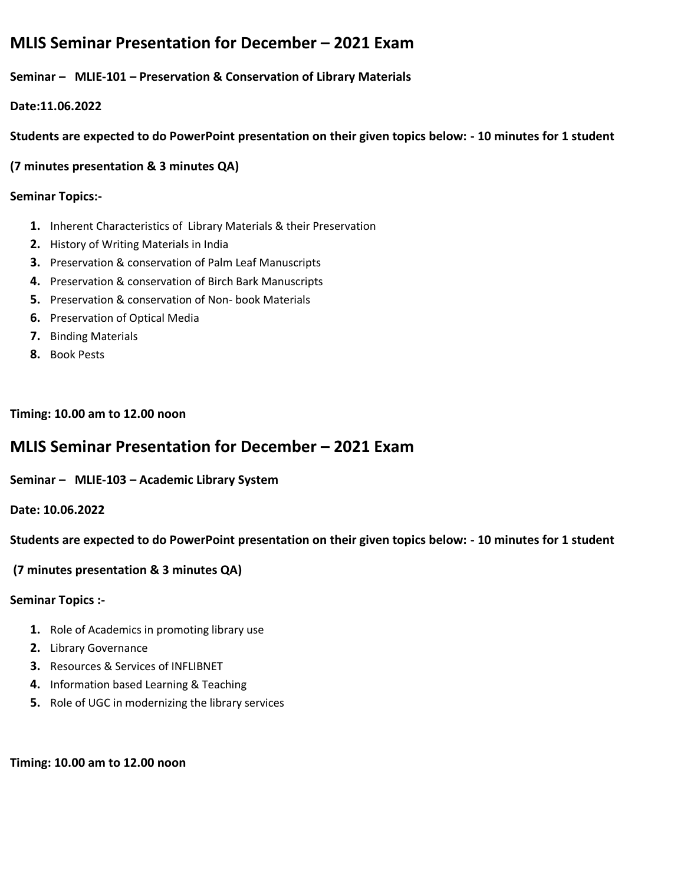## MLIS Seminar Presentation for December – 2021 Exam

**Seminar – MLIE-101 – Preservation & Conservation of Library Materials**

**Date:11.06.2022**

**Students are expected to do PowerPoint presentation on their given topics below: - 10 minutes for 1 student**

**(7 minutes presentation & 3 minutes QA)**

**Seminar Topics:-**

1. Inherent Characteristics of Library Materials & their Preservation
2. History of Writing Materials in India
3. Preservation & conservation of Palm Leaf Manuscripts
4. Preservation & conservation of Birch Bark Manuscripts
5. Preservation & conservation of Non- book Materials
6. Preservation of Optical Media
7. Binding Materials
8. Book Pests

**Timing: 10.00 am to 12.00 noon**

## MLIS Seminar Presentation for December – 2021 Exam

**Seminar – MLIE-103 – Academic Library System**

**Date: 10.06.2022**

**Students are expected to do PowerPoint presentation on their given topics below: - 10 minutes for 1 student**

**(7 minutes presentation & 3 minutes QA)**

**Seminar Topics :-**

1. Role of Academics in promoting library use
2. Library Governance
3. Resources & Services of INFLIBNET
4. Information based Learning & Teaching
5. Role of UGC in modernizing the library services

**Timing: 10.00 am to 12.00 noon**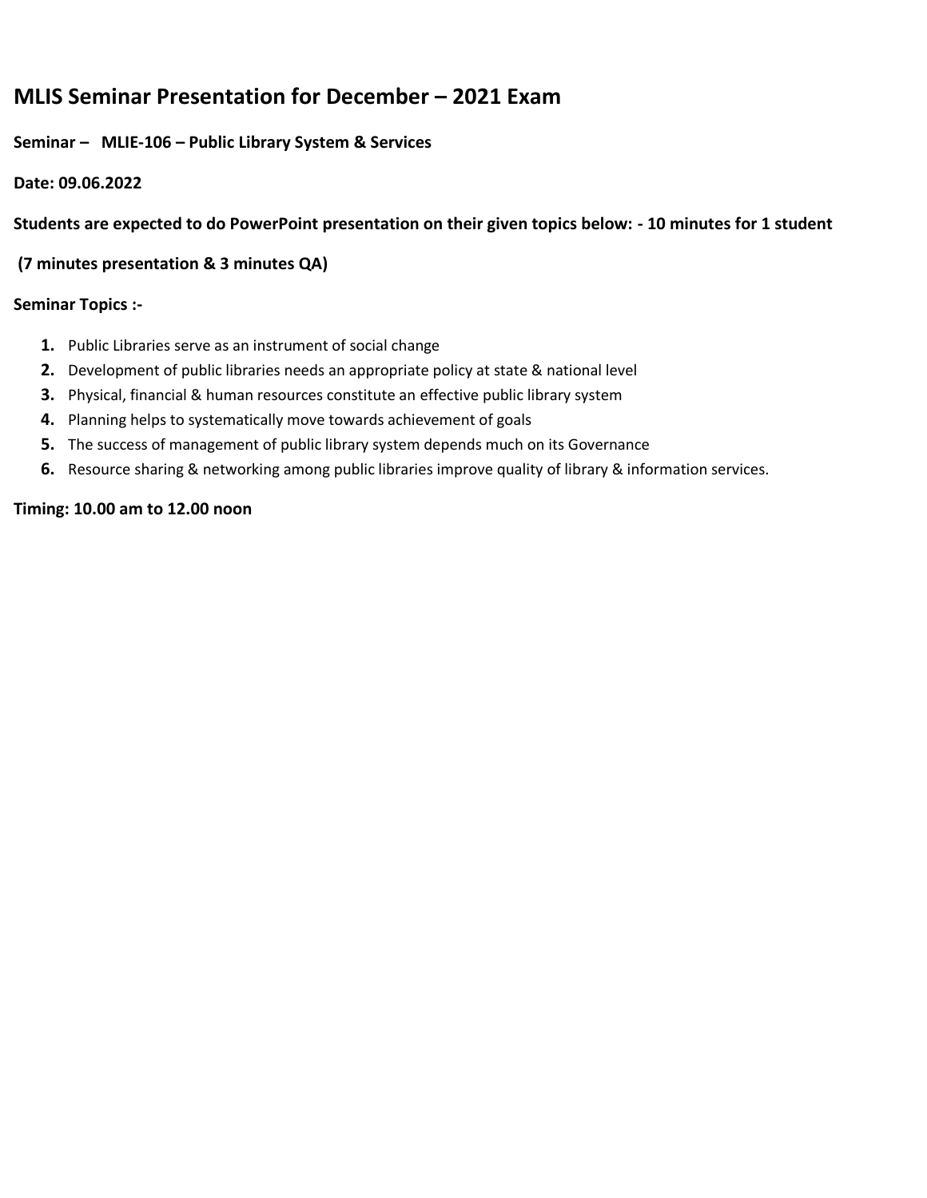# MLIS Seminar Presentation for December – 2021 Exam

**Seminar – MLIE-106 – Public Library System & Services**

**Date: 09.06.2022**

**Students are expected to do PowerPoint presentation on their given topics below: - 10 minutes for 1 student**

**(7 minutes presentation & 3 minutes QA)**

**Seminar Topics :-**

1. Public Libraries serve as an instrument of social change
2. Development of public libraries needs an appropriate policy at state & national level
3. Physical, financial & human resources constitute an effective public library system
4. Planning helps to systematically move towards achievement of goals
5. The success of management of public library system depends much on its Governance
6. Resource sharing & networking among public libraries improve quality of library & information services.

**Timing: 10.00 am to 12.00 noon**